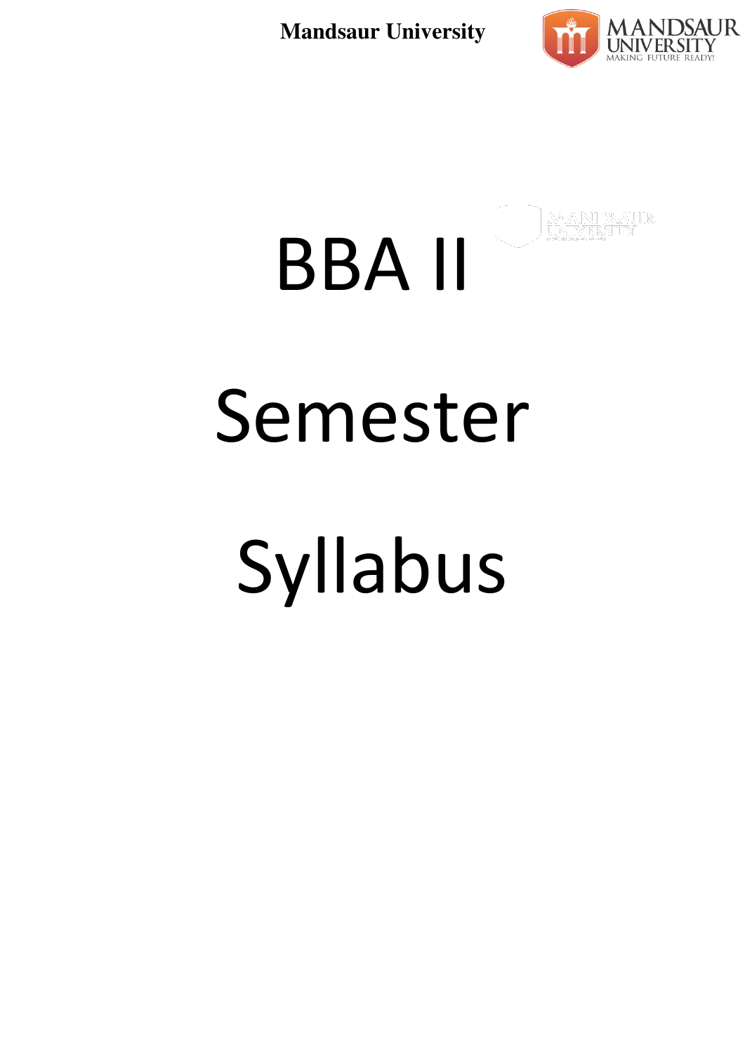# BBA II Semester Syllabus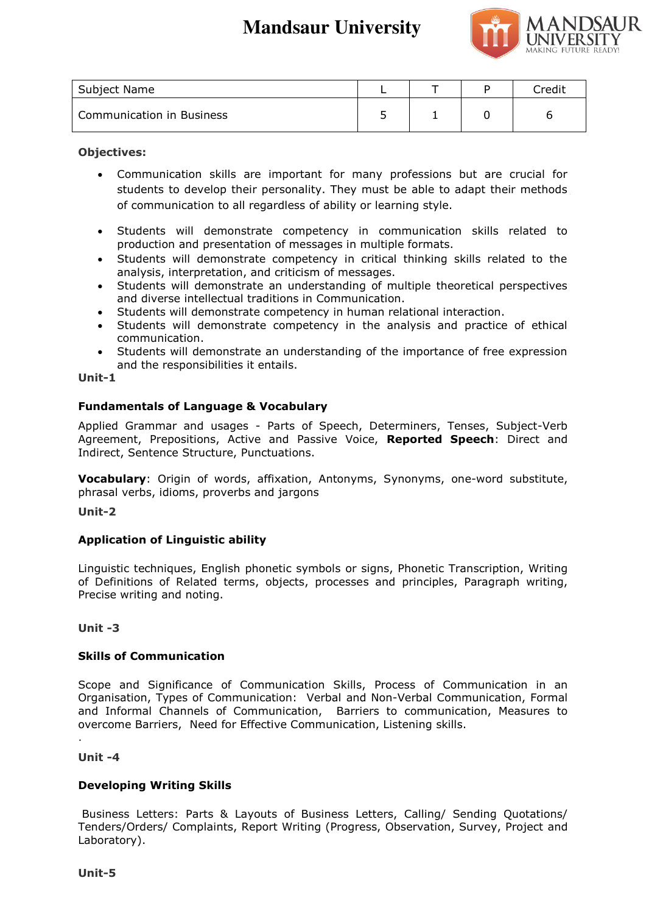# Mandsaur University

| Subject Name | L | T | P | Credit |
|---|---|---|---|---|
| Communication in Business | 5 | 1 | 0 | 6 |

**Objectives:**

- Communication skills are important for many professions but are crucial for students to develop their personality. They must be able to adapt their methods of communication to all regardless of ability or learning style.
- Students will demonstrate competency in communication skills related to production and presentation of messages in multiple formats.
- Students will demonstrate competency in critical thinking skills related to the analysis, interpretation, and criticism of messages.
- Students will demonstrate an understanding of multiple theoretical perspectives and diverse intellectual traditions in Communication.
- Students will demonstrate competency in human relational interaction.
- Students will demonstrate competency in the analysis and practice of ethical communication.
- Students will demonstrate an understanding of the importance of free expression and the responsibilities it entails.

**Unit-1**

**Fundamentals of Language & Vocabulary**

Applied Grammar and usages - Parts of Speech, Determiners, Tenses, Subject-Verb Agreement, Prepositions, Active and Passive Voice, **Reported Speech**: Direct and Indirect, Sentence Structure, Punctuations.

**Vocabulary**: Origin of words, affixation, Antonyms, Synonyms, one-word substitute, phrasal verbs, idioms, proverbs and jargons

**Unit-2**

**Application of Linguistic ability**

Linguistic techniques, English phonetic symbols or signs, Phonetic Transcription, Writing of Definitions of Related terms, objects, processes and principles, Paragraph writing, Precise writing and noting.

**Unit -3**

**Skills of Communication**

Scope and Significance of Communication Skills, Process of Communication in an Organisation, Types of Communication: Verbal and Non-Verbal Communication, Formal and Informal Channels of Communication, Barriers to communication, Measures to overcome Barriers, Need for Effective Communication, Listening skills.

**Unit -4**

**Developing Writing Skills**

Business Letters: Parts & Layouts of Business Letters, Calling/ Sending Quotations/ Tenders/Orders/ Complaints, Report Writing (Progress, Observation, Survey, Project and Laboratory).

**Unit-5**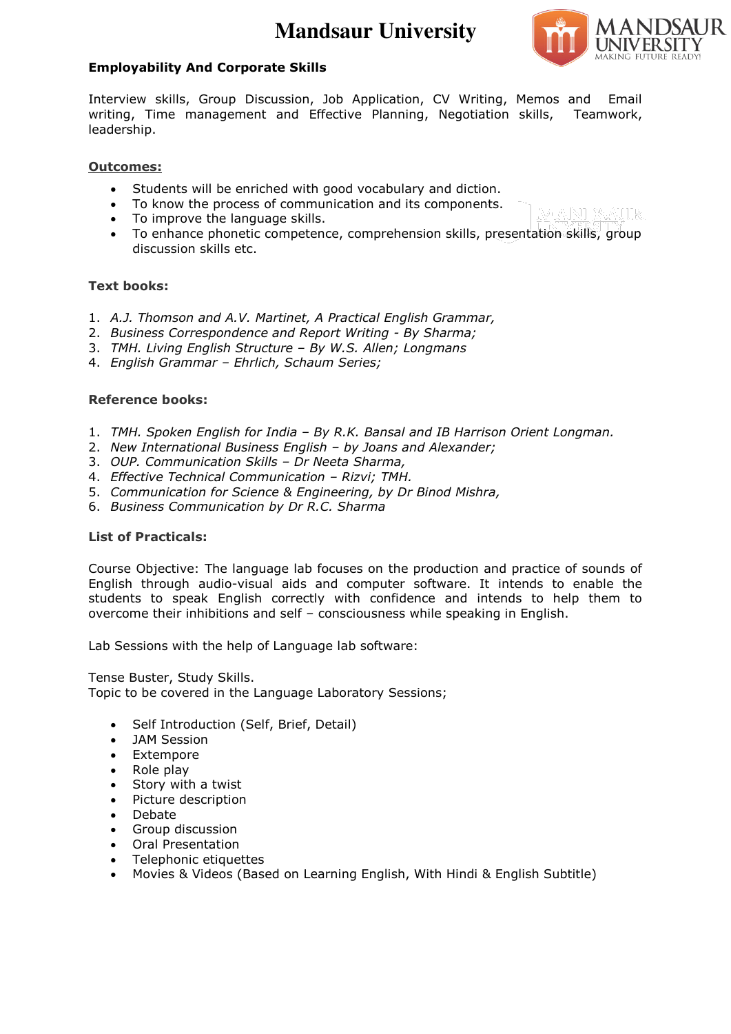# Mandsaur University

**Employability And Corporate Skills**

Interview skills, Group Discussion, Job Application, CV Writing, Memos and Email writing, Time management and Effective Planning, Negotiation skills, Teamwork, leadership.

**Outcomes:**

- Students will be enriched with good vocabulary and diction.
- To know the process of communication and its components.
- To improve the language skills.
- To enhance phonetic competence, comprehension skills, presentation skills, group discussion skills etc.

**Text books:**

1. *A.J. Thomson and A.V. Martinet, A Practical English Grammar,*
2. *Business Correspondence and Report Writing - By Sharma;*
3. *TMH. Living English Structure – By W.S. Allen; Longmans*
4. *English Grammar – Ehrlich, Schaum Series;*

**Reference books:**

1. *TMH. Spoken English for India – By R.K. Bansal and IB Harrison Orient Longman.*
2. *New International Business English – by Joans and Alexander;*
3. *OUP. Communication Skills – Dr Neeta Sharma,*
4. *Effective Technical Communication – Rizvi; TMH.*
5. *Communication for Science & Engineering, by Dr Binod Mishra,*
6. *Business Communication by Dr R.C. Sharma*

**List of Practicals:**

Course Objective: The language lab focuses on the production and practice of sounds of English through audio-visual aids and computer software. It intends to enable the students to speak English correctly with confidence and intends to help them to overcome their inhibitions and self – consciousness while speaking in English.

Lab Sessions with the help of Language lab software:

Tense Buster, Study Skills.
Topic to be covered in the Language Laboratory Sessions;

- Self Introduction (Self, Brief, Detail)
- JAM Session
- Extempore
- Role play
- Story with a twist
- Picture description
- Debate
- Group discussion
- Oral Presentation
- Telephonic etiquettes
- Movies & Videos (Based on Learning English, With Hindi & English Subtitle)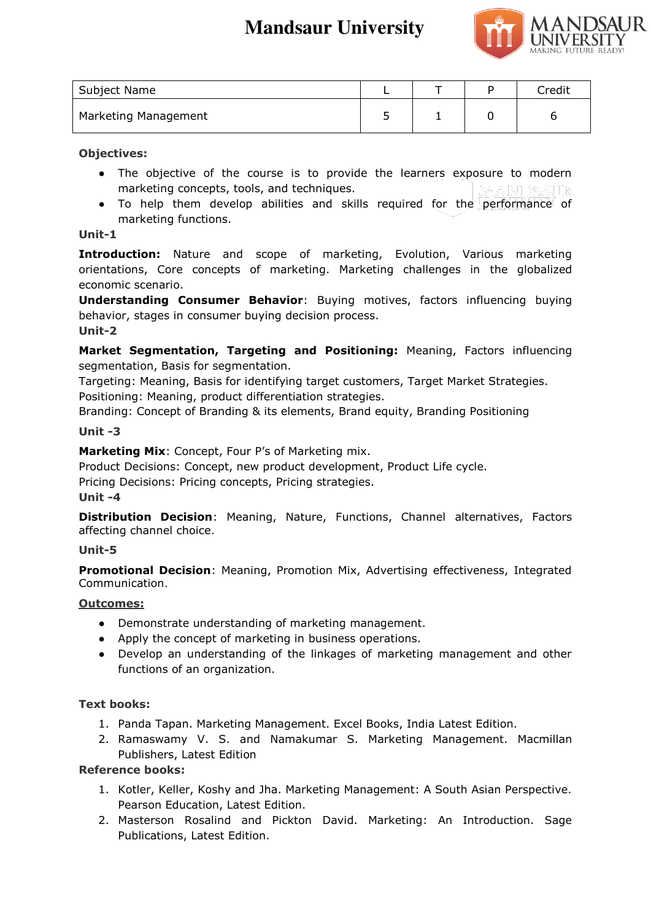# Mandsaur University

| Subject Name | L | T | P | Credit |
|---|---|---|---|---|
| Marketing Management | 5 | 1 | 0 | 6 |

**Objectives:**

- The objective of the course is to provide the learners exposure to modern marketing concepts, tools, and techniques.
- To help them develop abilities and skills required for the performance of marketing functions.

**Unit-1**

**Introduction:** Nature and scope of marketing, Evolution, Various marketing orientations, Core concepts of marketing. Marketing challenges in the globalized economic scenario.

**Understanding Consumer Behavior**: Buying motives, factors influencing buying behavior, stages in consumer buying decision process.

**Unit-2**

**Market Segmentation, Targeting and Positioning:** Meaning, Factors influencing segmentation, Basis for segmentation.

Targeting: Meaning, Basis for identifying target customers, Target Market Strategies.

Positioning: Meaning, product differentiation strategies.

Branding: Concept of Branding & its elements, Brand equity, Branding Positioning

**Unit -3**

**Marketing Mix**: Concept, Four P's of Marketing mix.

Product Decisions: Concept, new product development, Product Life cycle.

Pricing Decisions: Pricing concepts, Pricing strategies.

**Unit -4**

**Distribution Decision**: Meaning, Nature, Functions, Channel alternatives, Factors affecting channel choice.

**Unit-5**

**Promotional Decision**: Meaning, Promotion Mix, Advertising effectiveness, Integrated Communication.

**Outcomes:**

- Demonstrate understanding of marketing management.
- Apply the concept of marketing in business operations.
- Develop an understanding of the linkages of marketing management and other functions of an organization.

**Text books:**

1. Panda Tapan. Marketing Management. Excel Books, India Latest Edition.
2. Ramaswamy V. S. and Namakumar S. Marketing Management. Macmillan Publishers, Latest Edition

**Reference books:**

1. Kotler, Keller, Koshy and Jha. Marketing Management: A South Asian Perspective. Pearson Education, Latest Edition.
2. Masterson Rosalind and Pickton David. Marketing: An Introduction. Sage Publications, Latest Edition.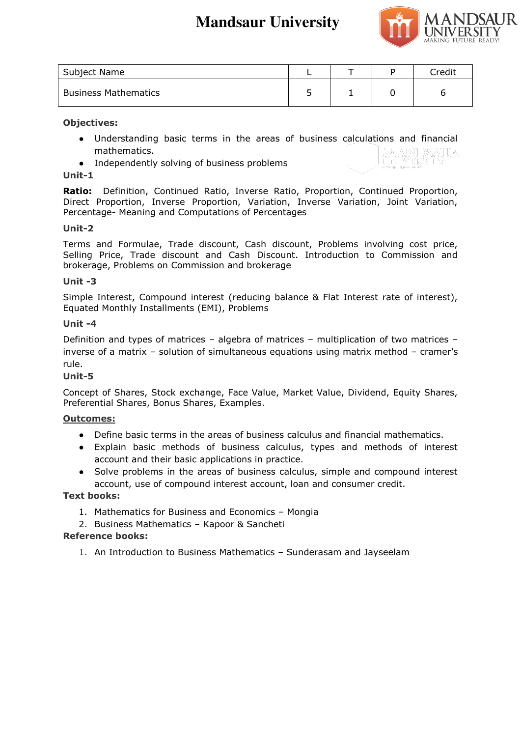# Mandsaur University

| Subject Name | L | T | P | Credit |
|---|---|---|---|---|
| Business Mathematics | 5 | 1 | 0 | 6 |

**Objectives:**

- Understanding basic terms in the areas of business calculations and financial mathematics.
- Independently solving of business problems

**Unit-1**

**Ratio:** Definition, Continued Ratio, Inverse Ratio, Proportion, Continued Proportion, Direct Proportion, Inverse Proportion, Variation, Inverse Variation, Joint Variation, Percentage- Meaning and Computations of Percentages

**Unit-2**

Terms and Formulae, Trade discount, Cash discount, Problems involving cost price, Selling Price, Trade discount and Cash Discount. Introduction to Commission and brokerage, Problems on Commission and brokerage

**Unit -3**

Simple Interest, Compound interest (reducing balance & Flat Interest rate of interest), Equated Monthly Installments (EMI), Problems

**Unit -4**

Definition and types of matrices – algebra of matrices – multiplication of two matrices – inverse of a matrix – solution of simultaneous equations using matrix method – cramer's rule.

**Unit-5**

Concept of Shares, Stock exchange, Face Value, Market Value, Dividend, Equity Shares, Preferential Shares, Bonus Shares, Examples.

**<u>Outcomes:</u>**

- Define basic terms in the areas of business calculus and financial mathematics.
- Explain basic methods of business calculus, types and methods of interest account and their basic applications in practice.
- Solve problems in the areas of business calculus, simple and compound interest account, use of compound interest account, loan and consumer credit.

**Text books:**

1. Mathematics for Business and Economics – Mongia
2. Business Mathematics – Kapoor & Sancheti

**Reference books:**

1. An Introduction to Business Mathematics – Sunderasam and Jayseelam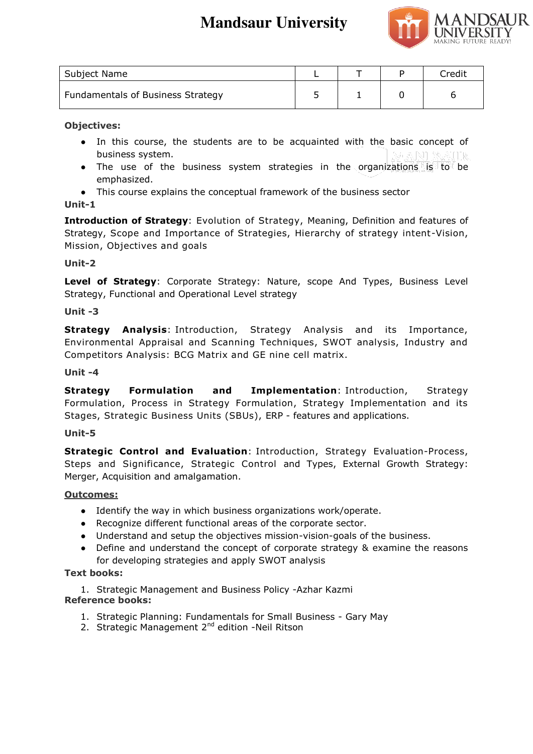# Mandsaur University

| Subject Name | L | T | P | Credit |
|---|---|---|---|---|
| Fundamentals of Business Strategy | 5 | 1 | 0 | 6 |

**Objectives:**

- In this course, the students are to be acquainted with the basic concept of business system.
- The use of the business system strategies in the organizations is to be emphasized.
- This course explains the conceptual framework of the business sector

**Unit-1**

**Introduction of Strategy**: Evolution of Strategy, Meaning, Definition and features of Strategy, Scope and Importance of Strategies, Hierarchy of strategy intent-Vision, Mission, Objectives and goals

**Unit-2**

**Level of Strategy**: Corporate Strategy: Nature, scope And Types, Business Level Strategy, Functional and Operational Level strategy

**Unit -3**

**Strategy Analysis**: Introduction, Strategy Analysis and its Importance, Environmental Appraisal and Scanning Techniques, SWOT analysis, Industry and Competitors Analysis: BCG Matrix and GE nine cell matrix.

**Unit -4**

**Strategy Formulation and Implementation**: Introduction, Strategy Formulation, Process in Strategy Formulation, Strategy Implementation and its Stages, Strategic Business Units (SBUs), ERP - features and applications.

**Unit-5**

**Strategic Control and Evaluation**: Introduction, Strategy Evaluation-Process, Steps and Significance, Strategic Control and Types, External Growth Strategy: Merger, Acquisition and amalgamation.

**Outcomes:**

- Identify the way in which business organizations work/operate.
- Recognize different functional areas of the corporate sector.
- Understand and setup the objectives mission-vision-goals of the business.
- Define and understand the concept of corporate strategy & examine the reasons for developing strategies and apply SWOT analysis

**Text books:**

1. Strategic Management and Business Policy -Azhar Kazmi

**Reference books:**

1. Strategic Planning: Fundamentals for Small Business - Gary May
2. Strategic Management 2nd edition -Neil Ritson